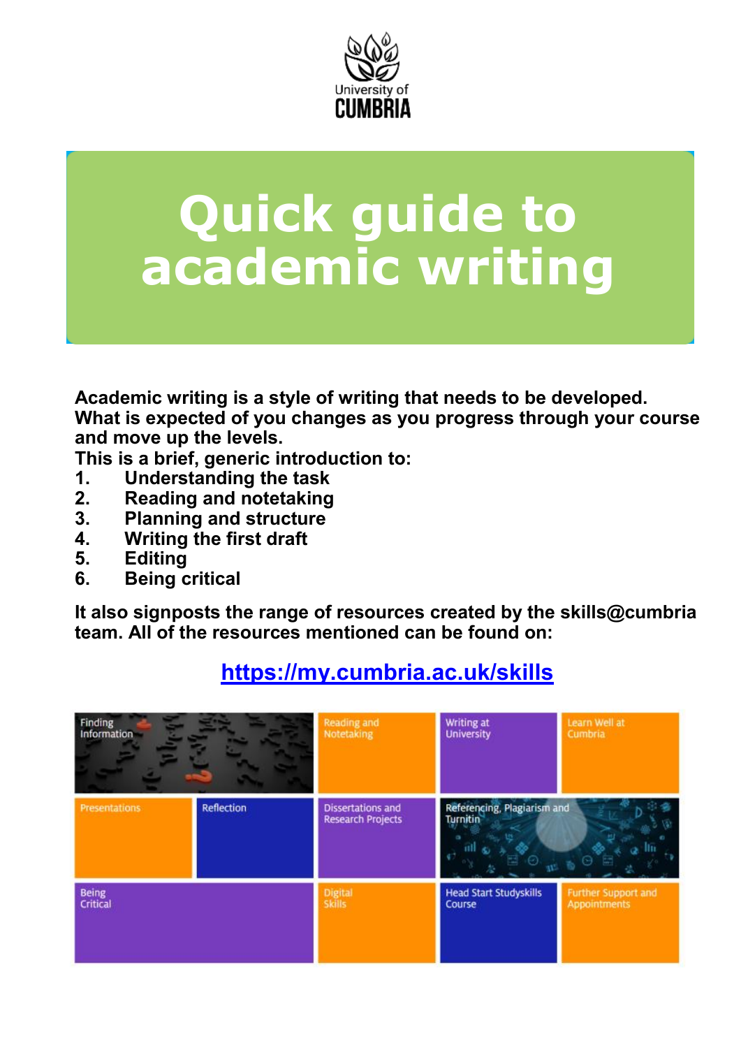University of CUMBRIA

# Quick guide to academic writing

**Academic writing is a style of writing that needs to be developed. What is expected of you changes as you progress through your course and move up the levels.**

**This is a brief, generic introduction to:**

1. **Understanding the task**
2. **Reading and notetaking**
3. **Planning and structure**
4. **Writing the first draft**
5. **Editing**
6. **Being critical**

**It also signposts the range of resources created by the skills@cumbria team. All of the resources mentioned can be found on:**

**[https://my.cumbria.ac.uk/skills](https://my.cumbria.ac.uk/skills)**

| | | | |
|---|---|---|---|
| Finding Information | Reading and Notetaking | Writing at University | Learn Well at Cumbria |
| Presentations / Reflection | Dissertations and Research Projects | Referencing, Plagiarism and Turnitin | |
| Being Critical | Digital Skills | Head Start Studyskills Course | Further Support and Appointments |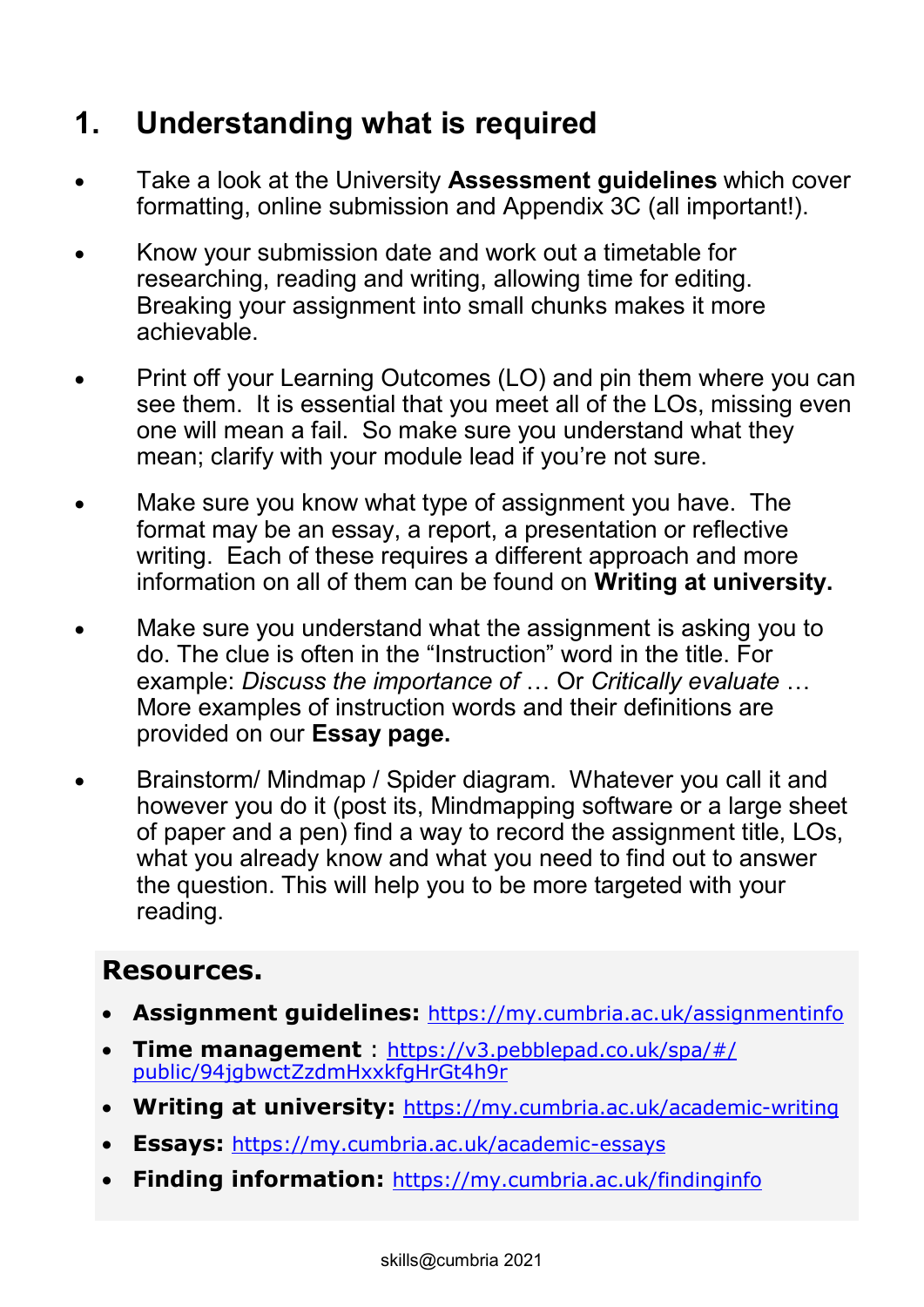## 1. Understanding what is required

- Take a look at the University **Assessment guidelines** which cover formatting, online submission and Appendix 3C (all important!).
- Know your submission date and work out a timetable for researching, reading and writing, allowing time for editing. Breaking your assignment into small chunks makes it more achievable.
- Print off your Learning Outcomes (LO) and pin them where you can see them. It is essential that you meet all of the LOs, missing even one will mean a fail. So make sure you understand what they mean; clarify with your module lead if you're not sure.
- Make sure you know what type of assignment you have. The format may be an essay, a report, a presentation or reflective writing. Each of these requires a different approach and more information on all of them can be found on **Writing at university.**
- Make sure you understand what the assignment is asking you to do. The clue is often in the "Instruction" word in the title. For example: *Discuss the importance of* … Or *Critically evaluate* … More examples of instruction words and their definitions are provided on our **Essay page.**
- Brainstorm/ Mindmap / Spider diagram. Whatever you call it and however you do it (post its, Mindmapping software or a large sheet of paper and a pen) find a way to record the assignment title, LOs, what you already know and what you need to find out to answer the question. This will help you to be more targeted with your reading.

### Resources.

- **Assignment guidelines:** https://my.cumbria.ac.uk/assignmentinfo
- **Time management** : https://v3.pebblepad.co.uk/spa/#/public/94jgbwctZzdmHxxkfgHrGt4h9r
- **Writing at university:** https://my.cumbria.ac.uk/academic-writing
- **Essays:** https://my.cumbria.ac.uk/academic-essays
- **Finding information:** https://my.cumbria.ac.uk/findinginfo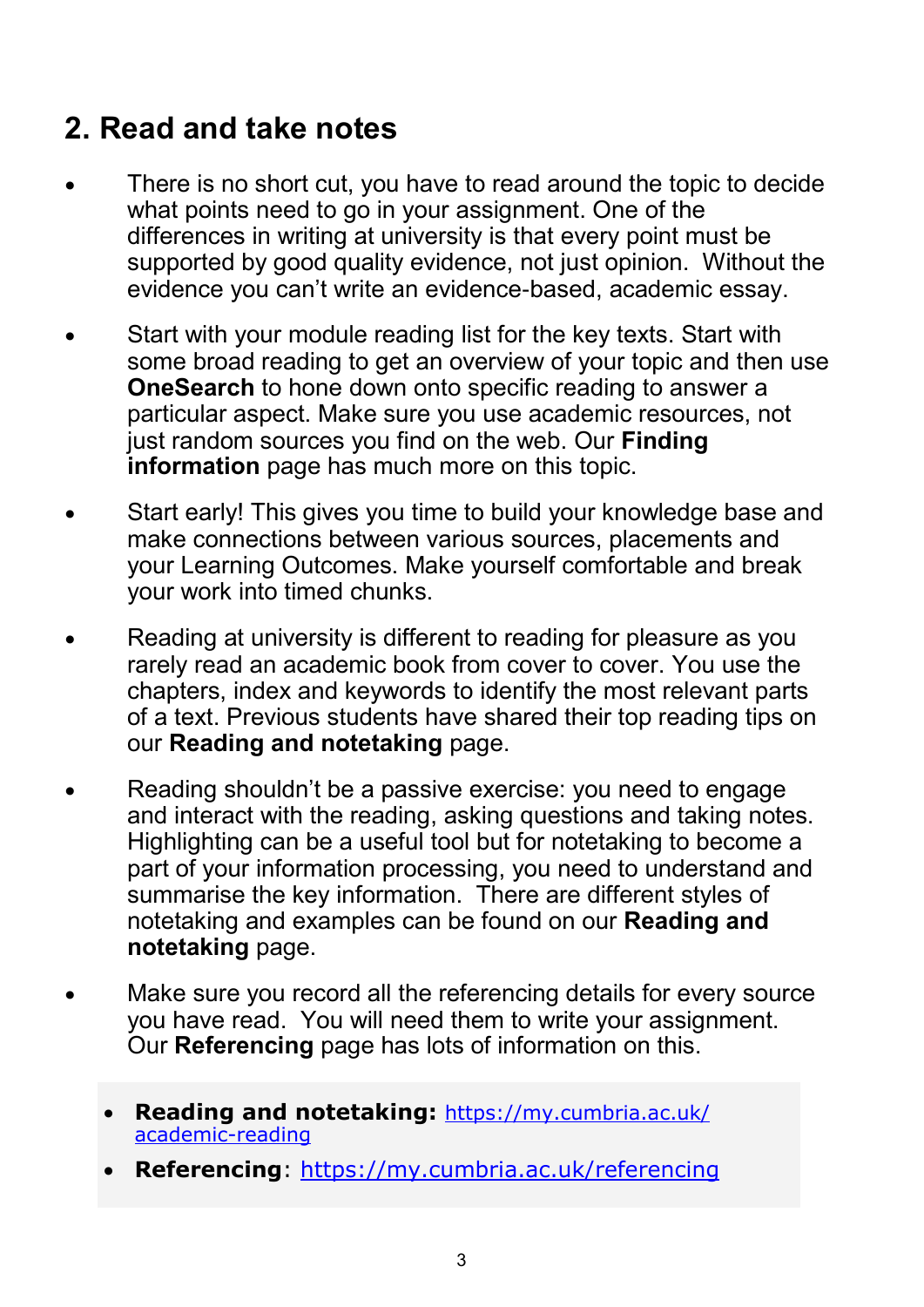## 2. Read and take notes

- There is no short cut, you have to read around the topic to decide what points need to go in your assignment. One of the differences in writing at university is that every point must be supported by good quality evidence, not just opinion. Without the evidence you can't write an evidence-based, academic essay.
- Start with your module reading list for the key texts. Start with some broad reading to get an overview of your topic and then use **OneSearch** to hone down onto specific reading to answer a particular aspect. Make sure you use academic resources, not just random sources you find on the web. Our **Finding information** page has much more on this topic.
- Start early! This gives you time to build your knowledge base and make connections between various sources, placements and your Learning Outcomes. Make yourself comfortable and break your work into timed chunks.
- Reading at university is different to reading for pleasure as you rarely read an academic book from cover to cover. You use the chapters, index and keywords to identify the most relevant parts of a text. Previous students have shared their top reading tips on our **Reading and notetaking** page.
- Reading shouldn't be a passive exercise: you need to engage and interact with the reading, asking questions and taking notes. Highlighting can be a useful tool but for notetaking to become a part of your information processing, you need to understand and summarise the key information. There are different styles of notetaking and examples can be found on our **Reading and notetaking** page.
- Make sure you record all the referencing details for every source you have read. You will need them to write your assignment. Our **Referencing** page has lots of information on this.

> - **Reading and notetaking:** [https://my.cumbria.ac.uk/academic-reading](https://my.cumbria.ac.uk/academic-reading)
> - **Referencing**: [https://my.cumbria.ac.uk/referencing](https://my.cumbria.ac.uk/referencing)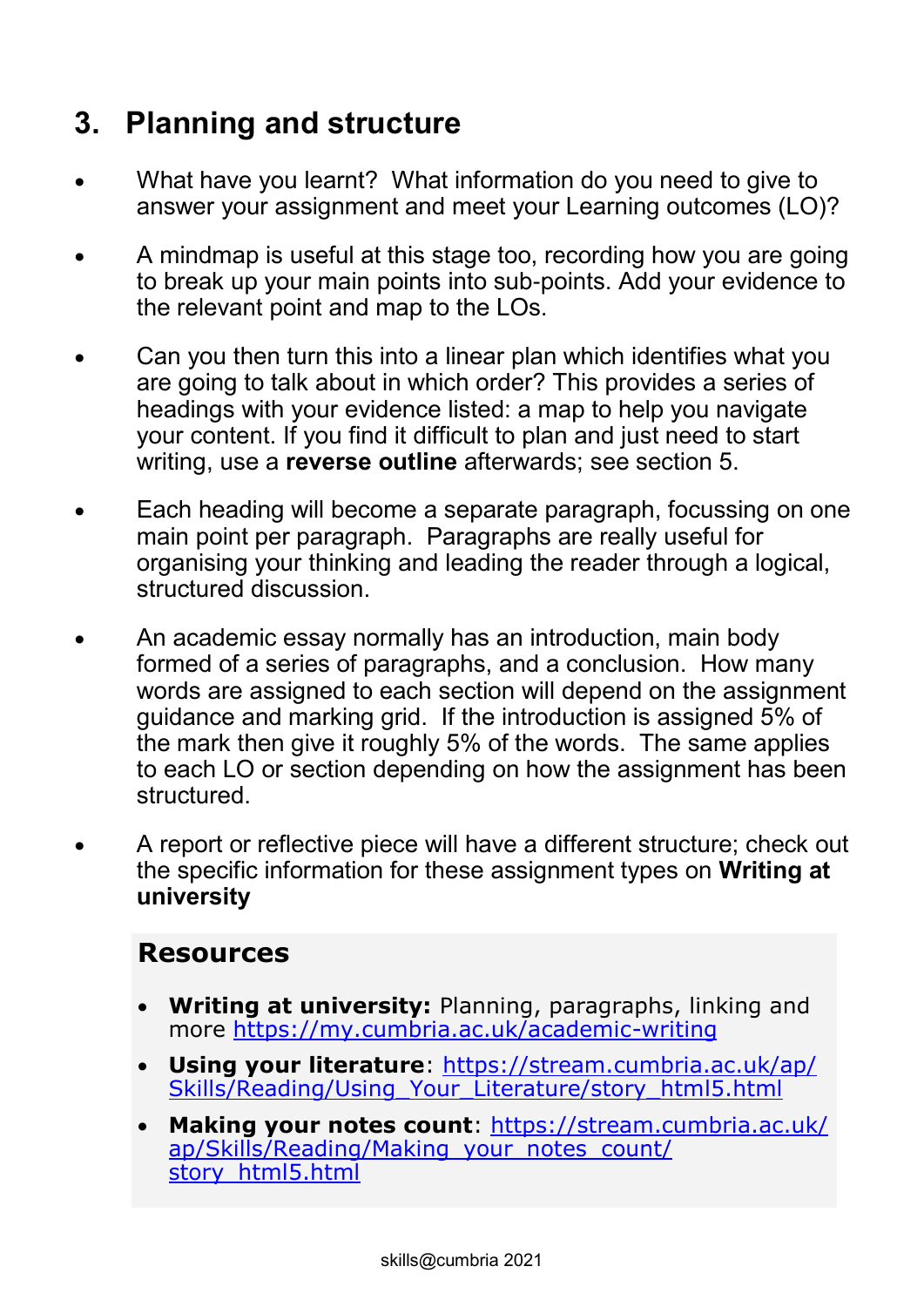## 3. Planning and structure

- What have you learnt? What information do you need to give to answer your assignment and meet your Learning outcomes (LO)?
- A mindmap is useful at this stage too, recording how you are going to break up your main points into sub-points. Add your evidence to the relevant point and map to the LOs.
- Can you then turn this into a linear plan which identifies what you are going to talk about in which order? This provides a series of headings with your evidence listed: a map to help you navigate your content. If you find it difficult to plan and just need to start writing, use a **reverse outline** afterwards; see section 5.
- Each heading will become a separate paragraph, focussing on one main point per paragraph. Paragraphs are really useful for organising your thinking and leading the reader through a logical, structured discussion.
- An academic essay normally has an introduction, main body formed of a series of paragraphs, and a conclusion. How many words are assigned to each section will depend on the assignment guidance and marking grid. If the introduction is assigned 5% of the mark then give it roughly 5% of the words. The same applies to each LO or section depending on how the assignment has been structured.
- A report or reflective piece will have a different structure; check out the specific information for these assignment types on **Writing at university**

### Resources

- **Writing at university:** Planning, paragraphs, linking and more https://my.cumbria.ac.uk/academic-writing
- **Using your literature**: https://stream.cumbria.ac.uk/ap/Skills/Reading/Using_Your_Literature/story_html5.html
- **Making your notes count**: https://stream.cumbria.ac.uk/ap/Skills/Reading/Making_your_notes_count/story_html5.html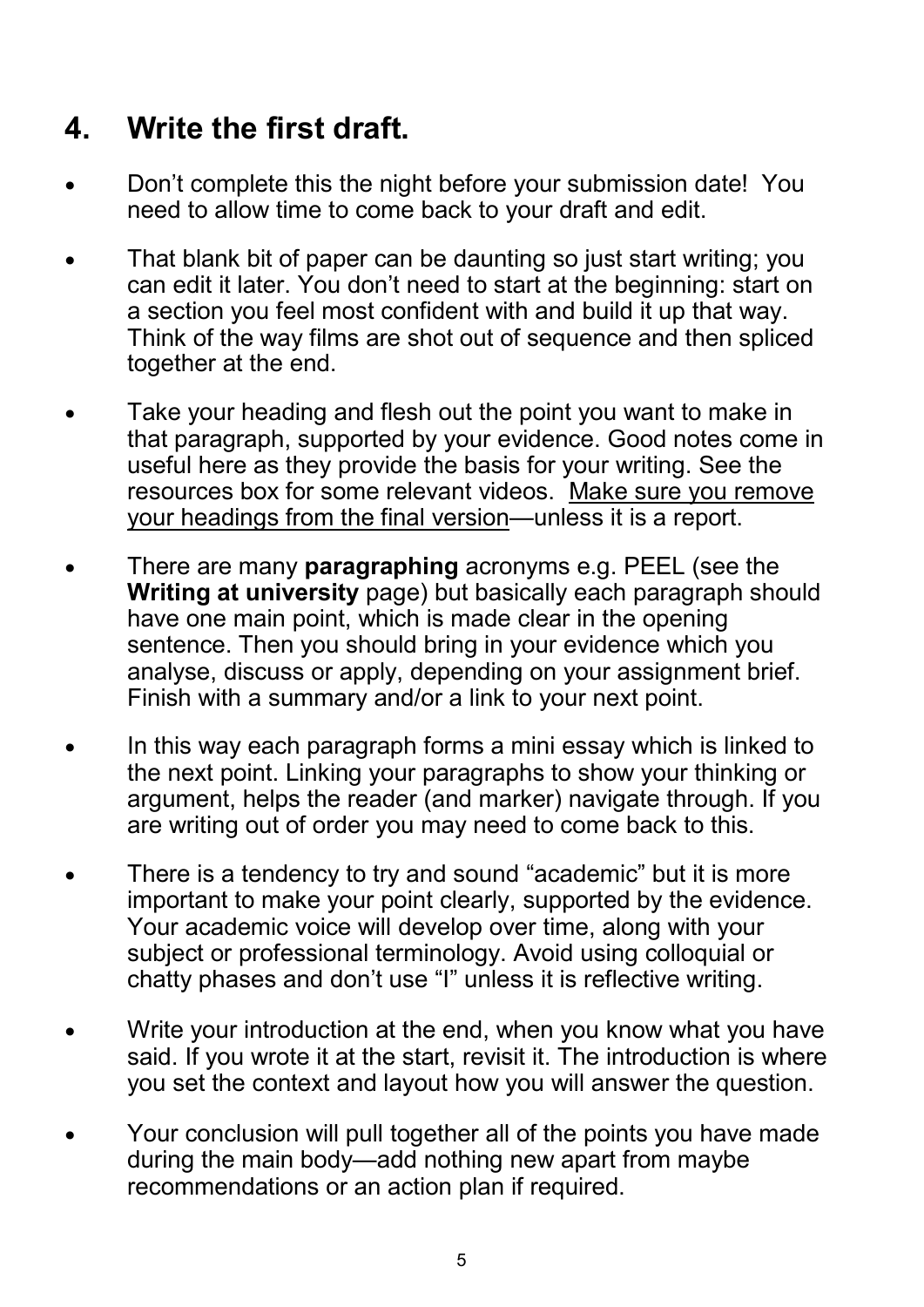## 4. Write the first draft.

- Don't complete this the night before your submission date! You need to allow time to come back to your draft and edit.
- That blank bit of paper can be daunting so just start writing; you can edit it later. You don't need to start at the beginning: start on a section you feel most confident with and build it up that way. Think of the way films are shot out of sequence and then spliced together at the end.
- Take your heading and flesh out the point you want to make in that paragraph, supported by your evidence. Good notes come in useful here as they provide the basis for your writing. See the resources box for some relevant videos. <u>Make sure you remove your headings from the final version</u>—unless it is a report.
- There are many **paragraphing** acronyms e.g. PEEL (see the **Writing at university** page) but basically each paragraph should have one main point, which is made clear in the opening sentence. Then you should bring in your evidence which you analyse, discuss or apply, depending on your assignment brief. Finish with a summary and/or a link to your next point.
- In this way each paragraph forms a mini essay which is linked to the next point. Linking your paragraphs to show your thinking or argument, helps the reader (and marker) navigate through. If you are writing out of order you may need to come back to this.
- There is a tendency to try and sound "academic" but it is more important to make your point clearly, supported by the evidence. Your academic voice will develop over time, along with your subject or professional terminology. Avoid using colloquial or chatty phases and don't use "I" unless it is reflective writing.
- Write your introduction at the end, when you know what you have said. If you wrote it at the start, revisit it. The introduction is where you set the context and layout how you will answer the question.
- Your conclusion will pull together all of the points you have made during the main body—add nothing new apart from maybe recommendations or an action plan if required.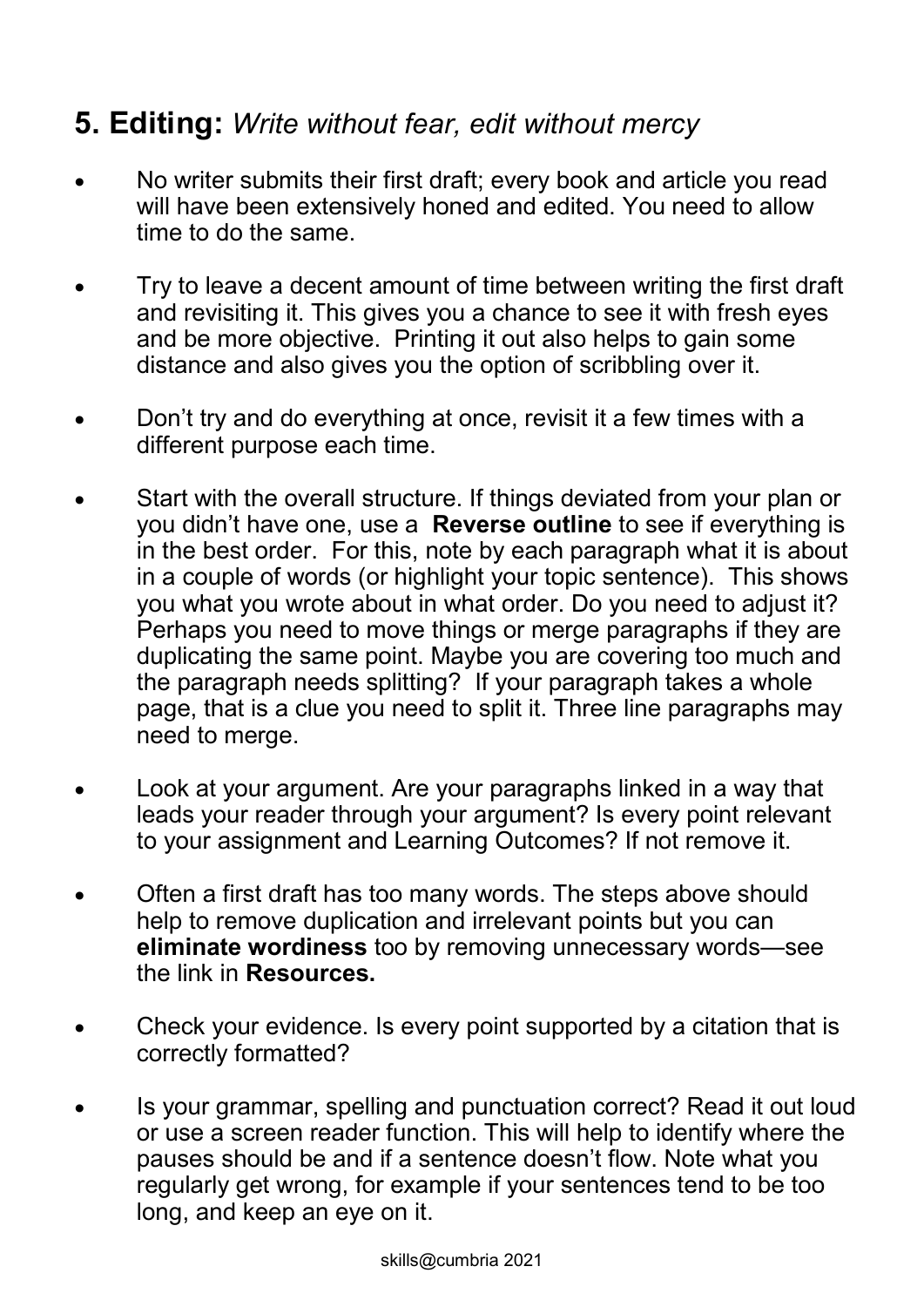## 5. Editing: *Write without fear, edit without mercy*

- No writer submits their first draft; every book and article you read will have been extensively honed and edited. You need to allow time to do the same.
- Try to leave a decent amount of time between writing the first draft and revisiting it. This gives you a chance to see it with fresh eyes and be more objective. Printing it out also helps to gain some distance and also gives you the option of scribbling over it.
- Don't try and do everything at once, revisit it a few times with a different purpose each time.
- Start with the overall structure. If things deviated from your plan or you didn't have one, use a **Reverse outline** to see if everything is in the best order. For this, note by each paragraph what it is about in a couple of words (or highlight your topic sentence). This shows you what you wrote about in what order. Do you need to adjust it? Perhaps you need to move things or merge paragraphs if they are duplicating the same point. Maybe you are covering too much and the paragraph needs splitting? If your paragraph takes a whole page, that is a clue you need to split it. Three line paragraphs may need to merge.
- Look at your argument. Are your paragraphs linked in a way that leads your reader through your argument? Is every point relevant to your assignment and Learning Outcomes? If not remove it.
- Often a first draft has too many words. The steps above should help to remove duplication and irrelevant points but you can **eliminate wordiness** too by removing unnecessary words—see the link in **Resources.**
- Check your evidence. Is every point supported by a citation that is correctly formatted?
- Is your grammar, spelling and punctuation correct? Read it out loud or use a screen reader function. This will help to identify where the pauses should be and if a sentence doesn't flow. Note what you regularly get wrong, for example if your sentences tend to be too long, and keep an eye on it.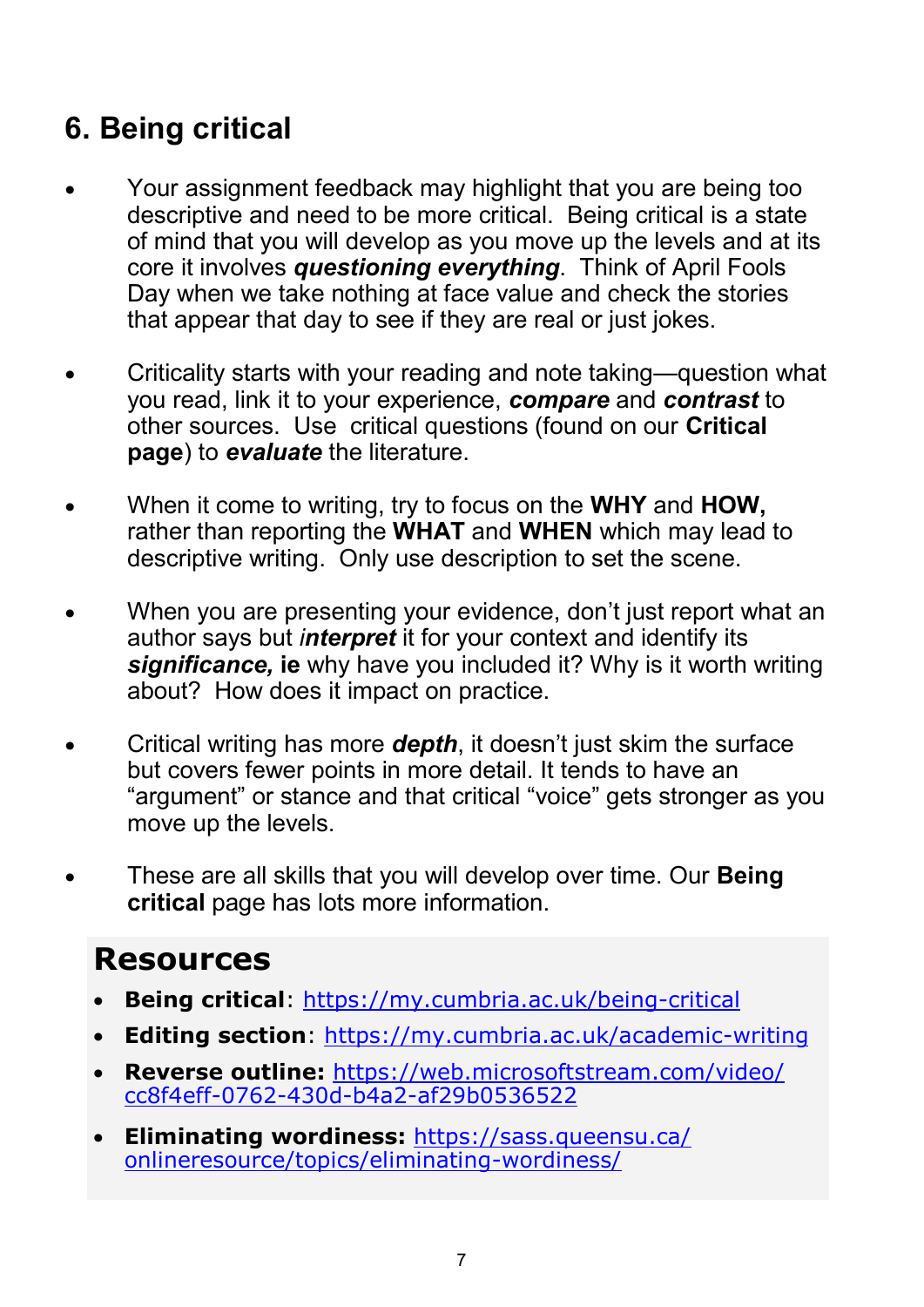## 6. Being critical

- Your assignment feedback may highlight that you are being too descriptive and need to be more critical. Being critical is a state of mind that you will develop as you move up the levels and at its core it involves ***questioning everything***. Think of April Fools Day when we take nothing at face value and check the stories that appear that day to see if they are real or just jokes.

- Criticality starts with your reading and note taking—question what you read, link it to your experience, ***compare*** and ***contrast*** to other sources. Use critical questions (found on our **Critical page**) to ***evaluate*** the literature.

- When it come to writing, try to focus on the **WHY** and **HOW,** rather than reporting the **WHAT** and **WHEN** which may lead to descriptive writing. Only use description to set the scene.

- When you are presenting your evidence, don't just report what an author says but ***interpret*** it for your context and identify its ***significance,*** **ie** why have you included it? Why is it worth writing about? How does it impact on practice.

- Critical writing has more ***depth***, it doesn't just skim the surface but covers fewer points in more detail. It tends to have an "argument" or stance and that critical "voice" gets stronger as you move up the levels.

- These are all skills that you will develop over time. Our **Being critical** page has lots more information.

## Resources

- **Being critical**: https://my.cumbria.ac.uk/being-critical
- **Editing section**: https://my.cumbria.ac.uk/academic-writing
- **Reverse outline:** https://web.microsoftstream.com/video/cc8f4eff-0762-430d-b4a2-af29b0536522
- **Eliminating wordiness:** https://sass.queensu.ca/onlineresource/topics/eliminating-wordiness/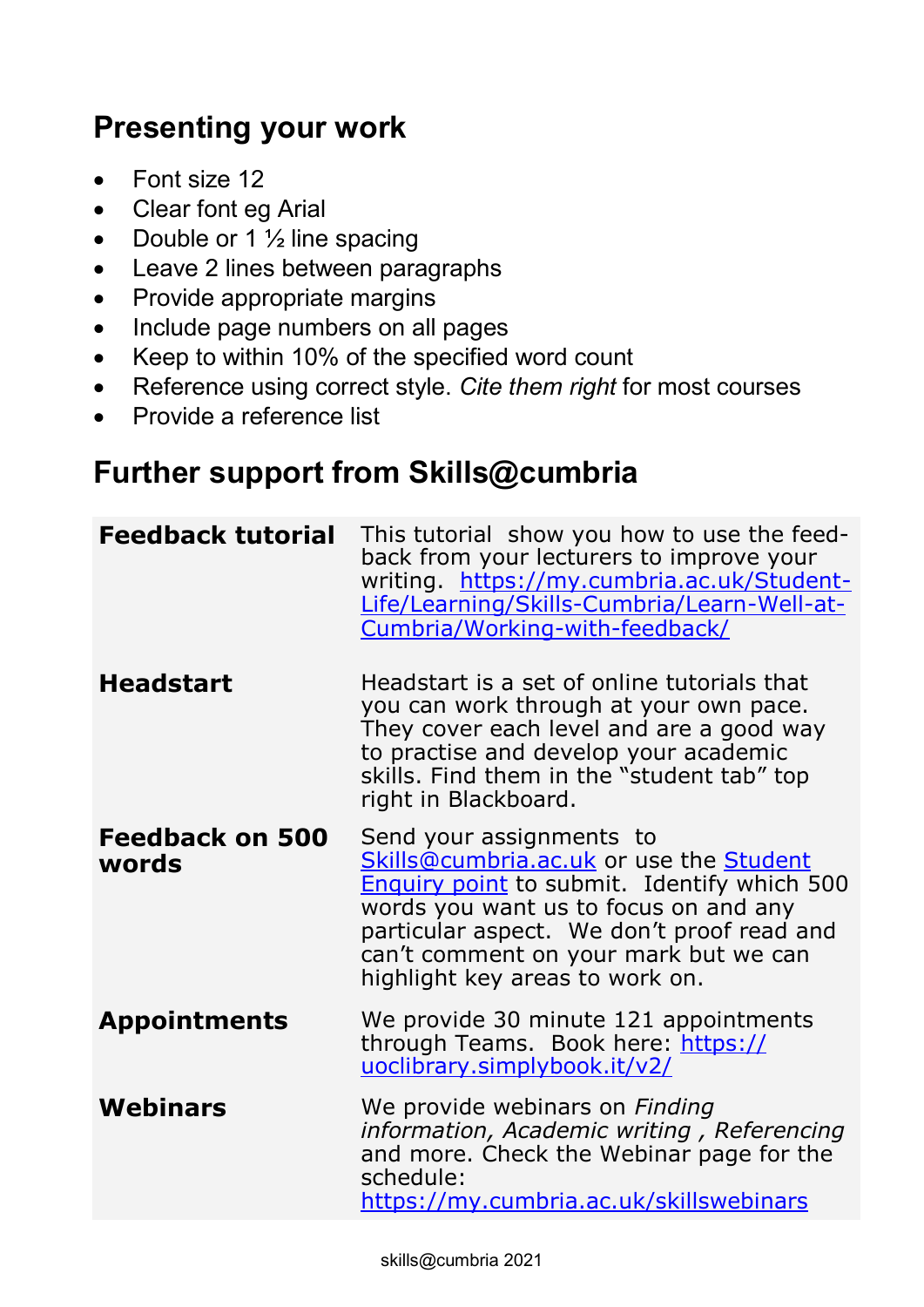## Presenting your work

- Font size 12
- Clear font eg Arial
- Double or 1 ½ line spacing
- Leave 2 lines between paragraphs
- Provide appropriate margins
- Include page numbers on all pages
- Keep to within 10% of the specified word count
- Reference using correct style. *Cite them right* for most courses
- Provide a reference list

## Further support from Skills@cumbria

| | |
|---|---|
| **Feedback tutorial** | This tutorial show you how to use the feed-back from your lecturers to improve your writing. https://my.cumbria.ac.uk/Student-Life/Learning/Skills-Cumbria/Learn-Well-at-Cumbria/Working-with-feedback/ |
| **Headstart** | Headstart is a set of online tutorials that you can work through at your own pace. They cover each level and are a good way to practise and develop your academic skills. Find them in the "student tab" top right in Blackboard. |
| **Feedback on 500 words** | Send your assignments to Skills@cumbria.ac.uk or use the Student Enquiry point to submit. Identify which 500 words you want us to focus on and any particular aspect. We don't proof read and can't comment on your mark but we can highlight key areas to work on. |
| **Appointments** | We provide 30 minute 121 appointments through Teams. Book here: https://uoclibrary.simplybook.it/v2/ |
| **Webinars** | We provide webinars on *Finding information, Academic writing , Referencing* and more. Check the Webinar page for the schedule: https://my.cumbria.ac.uk/skillswebinars |

skills@cumbria 2021